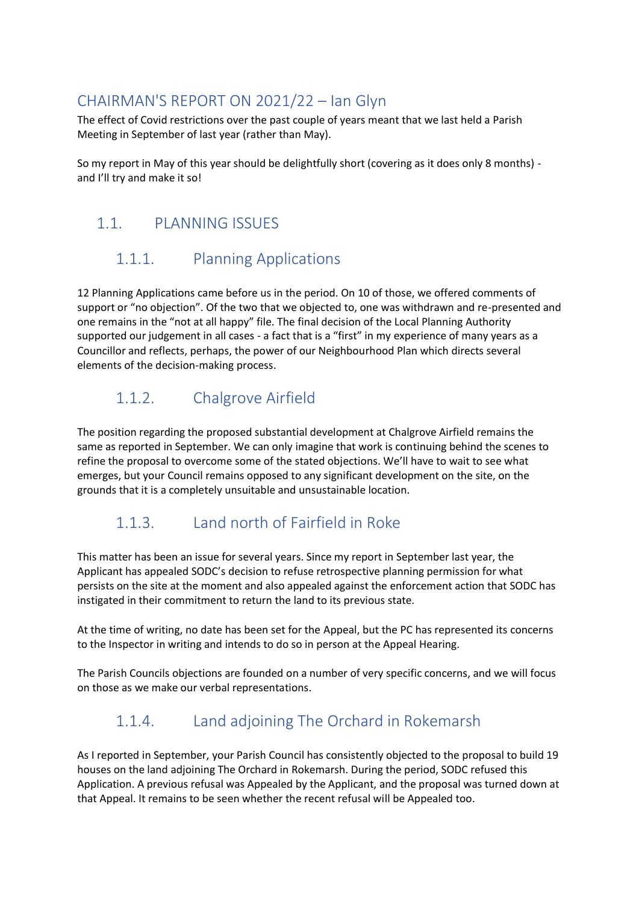# CHAIRMAN'S REPORT ON 2021/22 – Ian Glyn

The effect of Covid restrictions over the past couple of years meant that we last held a Parish Meeting in September of last year (rather than May).

So my report in May of this year should be delightfully short (covering as it does only 8 months) - and I'll try and make it so!

## 1.1. PLANNING ISSUES

### 1.1.1. Planning Applications

12 Planning Applications came before us in the period. On 10 of those, we offered comments of support or "no objection". Of the two that we objected to, one was withdrawn and re-presented and one remains in the "not at all happy" file. The final decision of the Local Planning Authority supported our judgement in all cases - a fact that is a "first" in my experience of many years as a Councillor and reflects, perhaps, the power of our Neighbourhood Plan which directs several elements of the decision-making process.

### 1.1.2. Chalgrove Airfield

The position regarding the proposed substantial development at Chalgrove Airfield remains the same as reported in September. We can only imagine that work is continuing behind the scenes to refine the proposal to overcome some of the stated objections. We'll have to wait to see what emerges, but your Council remains opposed to any significant development on the site, on the grounds that it is a completely unsuitable and unsustainable location.

### 1.1.3. Land north of Fairfield in Roke

This matter has been an issue for several years. Since my report in September last year, the Applicant has appealed SODC's decision to refuse retrospective planning permission for what persists on the site at the moment and also appealed against the enforcement action that SODC has instigated in their commitment to return the land to its previous state.

At the time of writing, no date has been set for the Appeal, but the PC has represented its concerns to the Inspector in writing and intends to do so in person at the Appeal Hearing.

The Parish Councils objections are founded on a number of very specific concerns, and we will focus on those as we make our verbal representations.

### 1.1.4. Land adjoining The Orchard in Rokemarsh

As I reported in September, your Parish Council has consistently objected to the proposal to build 19 houses on the land adjoining The Orchard in Rokemarsh. During the period, SODC refused this Application. A previous refusal was Appealed by the Applicant, and the proposal was turned down at that Appeal. It remains to be seen whether the recent refusal will be Appealed too.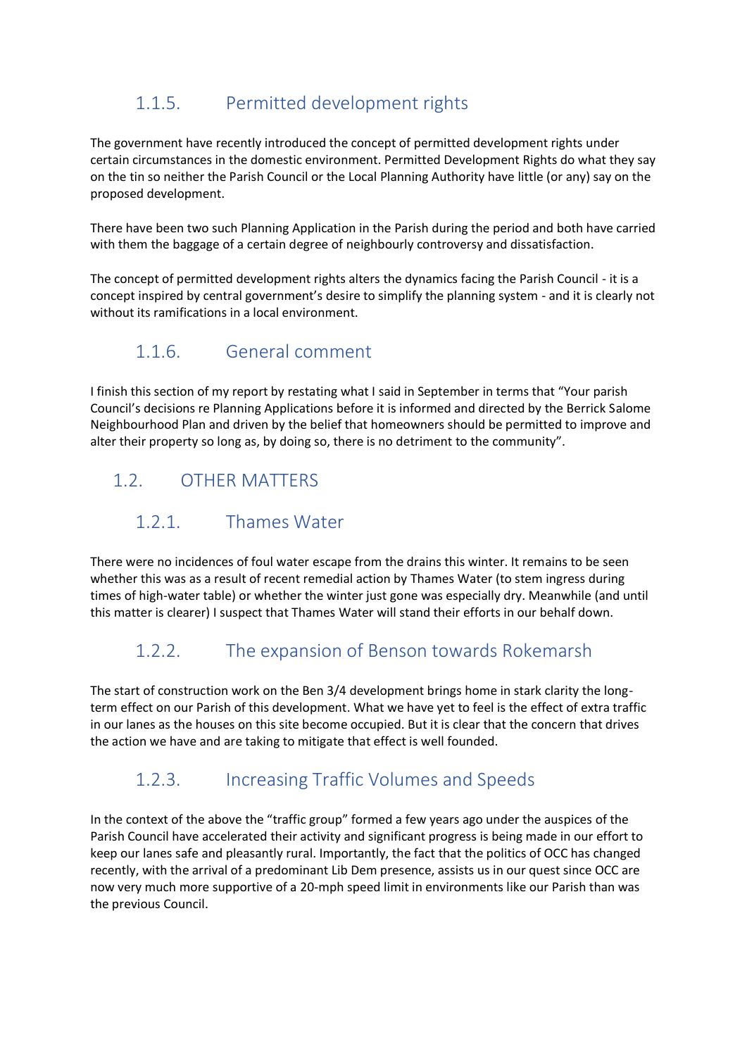### 1.1.5. Permitted development rights

The government have recently introduced the concept of permitted development rights under certain circumstances in the domestic environment. Permitted Development Rights do what they say on the tin so neither the Parish Council or the Local Planning Authority have little (or any) say on the proposed development.

There have been two such Planning Application in the Parish during the period and both have carried with them the baggage of a certain degree of neighbourly controversy and dissatisfaction.

The concept of permitted development rights alters the dynamics facing the Parish Council - it is a concept inspired by central government's desire to simplify the planning system - and it is clearly not without its ramifications in a local environment.

### 1.1.6. General comment

I finish this section of my report by restating what I said in September in terms that "Your parish Council's decisions re Planning Applications before it is informed and directed by the Berrick Salome Neighbourhood Plan and driven by the belief that homeowners should be permitted to improve and alter their property so long as, by doing so, there is no detriment to the community".

## 1.2. OTHER MATTERS

### 1.2.1. Thames Water

There were no incidences of foul water escape from the drains this winter. It remains to be seen whether this was as a result of recent remedial action by Thames Water (to stem ingress during times of high-water table) or whether the winter just gone was especially dry. Meanwhile (and until this matter is clearer) I suspect that Thames Water will stand their efforts in our behalf down.

### 1.2.2. The expansion of Benson towards Rokemarsh

The start of construction work on the Ben 3/4 development brings home in stark clarity the long-term effect on our Parish of this development. What we have yet to feel is the effect of extra traffic in our lanes as the houses on this site become occupied. But it is clear that the concern that drives the action we have and are taking to mitigate that effect is well founded.

### 1.2.3. Increasing Traffic Volumes and Speeds

In the context of the above the "traffic group" formed a few years ago under the auspices of the Parish Council have accelerated their activity and significant progress is being made in our effort to keep our lanes safe and pleasantly rural. Importantly, the fact that the politics of OCC has changed recently, with the arrival of a predominant Lib Dem presence, assists us in our quest since OCC are now very much more supportive of a 20-mph speed limit in environments like our Parish than was the previous Council.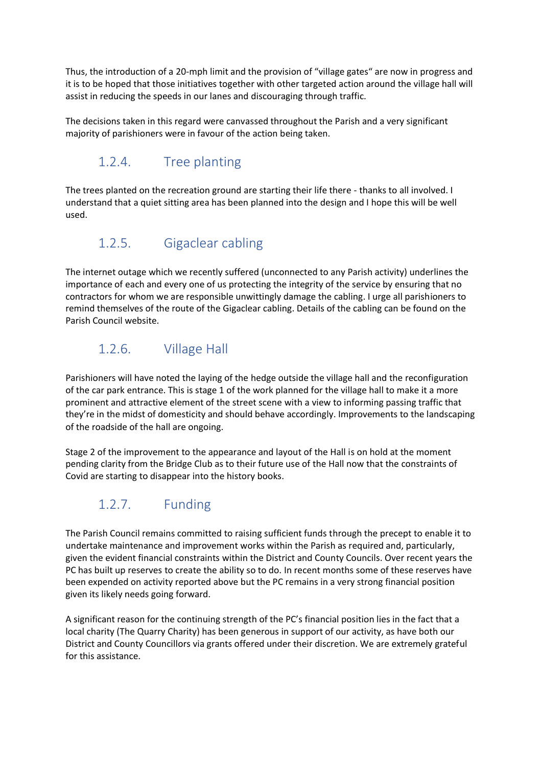Thus, the introduction of a 20-mph limit and the provision of “village gates“ are now in progress and it is to be hoped that those initiatives together with other targeted action around the village hall will assist in reducing the speeds in our lanes and discouraging through traffic.

The decisions taken in this regard were canvassed throughout the Parish and a very significant majority of parishioners were in favour of the action being taken.

### 1.2.4. Tree planting

The trees planted on the recreation ground are starting their life there - thanks to all involved. I understand that a quiet sitting area has been planned into the design and I hope this will be well used.

### 1.2.5. Gigaclear cabling

The internet outage which we recently suffered (unconnected to any Parish activity) underlines the importance of each and every one of us protecting the integrity of the service by ensuring that no contractors for whom we are responsible unwittingly damage the cabling. I urge all parishioners to remind themselves of the route of the Gigaclear cabling. Details of the cabling can be found on the Parish Council website.

### 1.2.6. Village Hall

Parishioners will have noted the laying of the hedge outside the village hall and the reconfiguration of the car park entrance. This is stage 1 of the work planned for the village hall to make it a more prominent and attractive element of the street scene with a view to informing passing traffic that they’re in the midst of domesticity and should behave accordingly. Improvements to the landscaping of the roadside of the hall are ongoing.

Stage 2 of the improvement to the appearance and layout of the Hall is on hold at the moment pending clarity from the Bridge Club as to their future use of the Hall now that the constraints of Covid are starting to disappear into the history books.

### 1.2.7. Funding

The Parish Council remains committed to raising sufficient funds through the precept to enable it to undertake maintenance and improvement works within the Parish as required and, particularly, given the evident financial constraints within the District and County Councils. Over recent years the PC has built up reserves to create the ability so to do. In recent months some of these reserves have been expended on activity reported above but the PC remains in a very strong financial position given its likely needs going forward.

A significant reason for the continuing strength of the PC’s financial position lies in the fact that a local charity (The Quarry Charity) has been generous in support of our activity, as have both our District and County Councillors via grants offered under their discretion. We are extremely grateful for this assistance.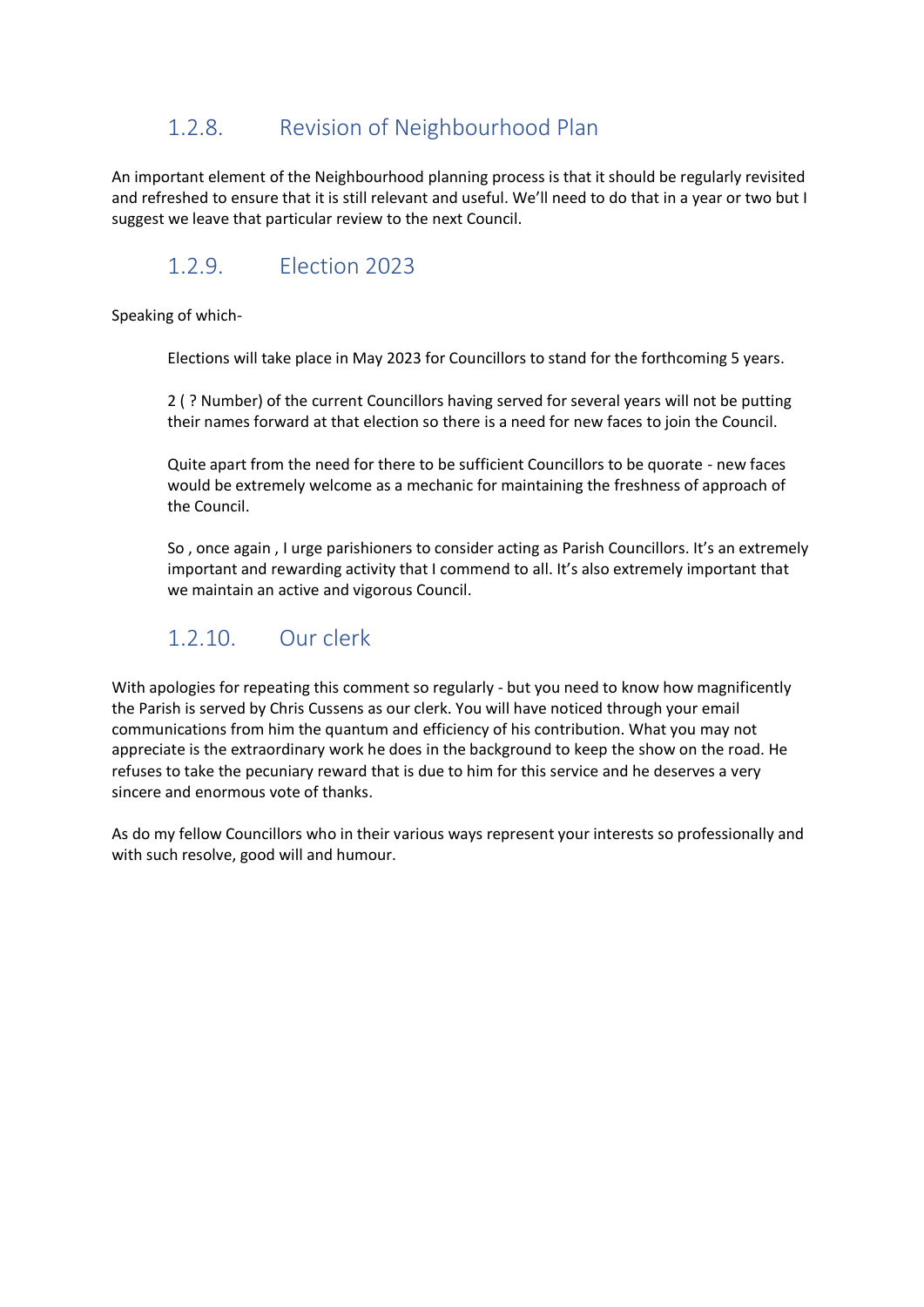### 1.2.8. Revision of Neighbourhood Plan

An important element of the Neighbourhood planning process is that it should be regularly revisited and refreshed to ensure that it is still relevant and useful. We'll need to do that in a year or two but I suggest we leave that particular review to the next Council.

### 1.2.9. Election 2023

Speaking of which-

> Elections will take place in May 2023 for Councillors to stand for the forthcoming 5 years.
>
> 2 ( ? Number) of the current Councillors having served for several years will not be putting their names forward at that election so there is a need for new faces to join the Council.
>
> Quite apart from the need for there to be sufficient Councillors to be quorate - new faces would be extremely welcome as a mechanic for maintaining the freshness of approach of the Council.
>
> So , once again , I urge parishioners to consider acting as Parish Councillors. It's an extremely important and rewarding activity that I commend to all. It's also extremely important that we maintain an active and vigorous Council.

### 1.2.10. Our clerk

With apologies for repeating this comment so regularly - but you need to know how magnificently the Parish is served by Chris Cussens as our clerk. You will have noticed through your email communications from him the quantum and efficiency of his contribution. What you may not appreciate is the extraordinary work he does in the background to keep the show on the road. He refuses to take the pecuniary reward that is due to him for this service and he deserves a very sincere and enormous vote of thanks.

As do my fellow Councillors who in their various ways represent your interests so professionally and with such resolve, good will and humour.